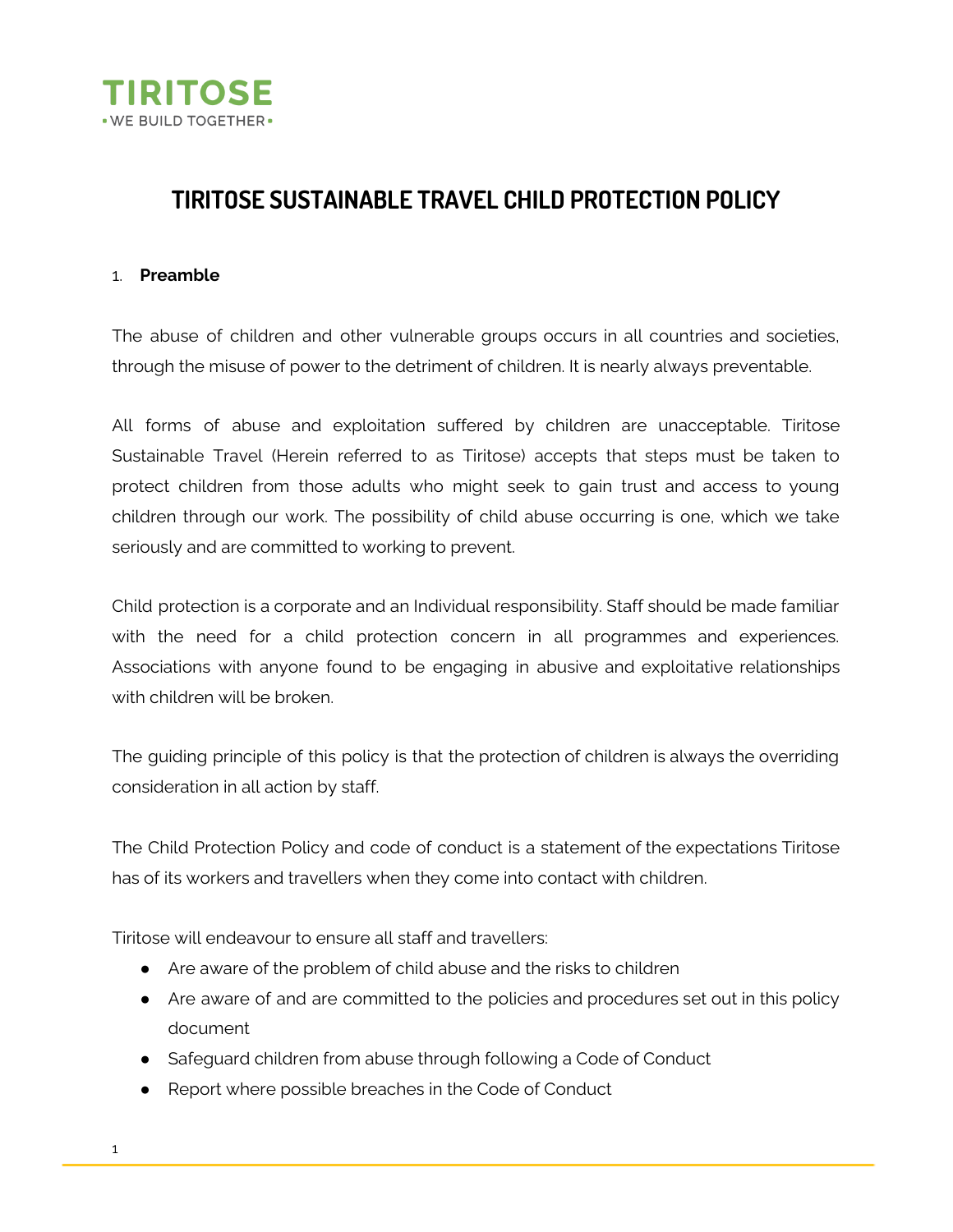TIRITOSE
• WE BUILD TOGETHER •

# TIRITOSE SUSTAINABLE TRAVEL CHILD PROTECTION POLICY

1. **Preamble**

The abuse of children and other vulnerable groups occurs in all countries and societies, through the misuse of power to the detriment of children. It is nearly always preventable.

All forms of abuse and exploitation suffered by children are unacceptable. Tiritose Sustainable Travel (Herein referred to as Tiritose) accepts that steps must be taken to protect children from those adults who might seek to gain trust and access to young children through our work. The possibility of child abuse occurring is one, which we take seriously and are committed to working to prevent.

Child protection is a corporate and an Individual responsibility. Staff should be made familiar with the need for a child protection concern in all programmes and experiences. Associations with anyone found to be engaging in abusive and exploitative relationships with children will be broken.

The guiding principle of this policy is that the protection of children is always the overriding consideration in all action by staff.

The Child Protection Policy and code of conduct is a statement of the expectations Tiritose has of its workers and travellers when they come into contact with children.

Tiritose will endeavour to ensure all staff and travellers:

- Are aware of the problem of child abuse and the risks to children
- Are aware of and are committed to the policies and procedures set out in this policy document
- Safeguard children from abuse through following a Code of Conduct
- Report where possible breaches in the Code of Conduct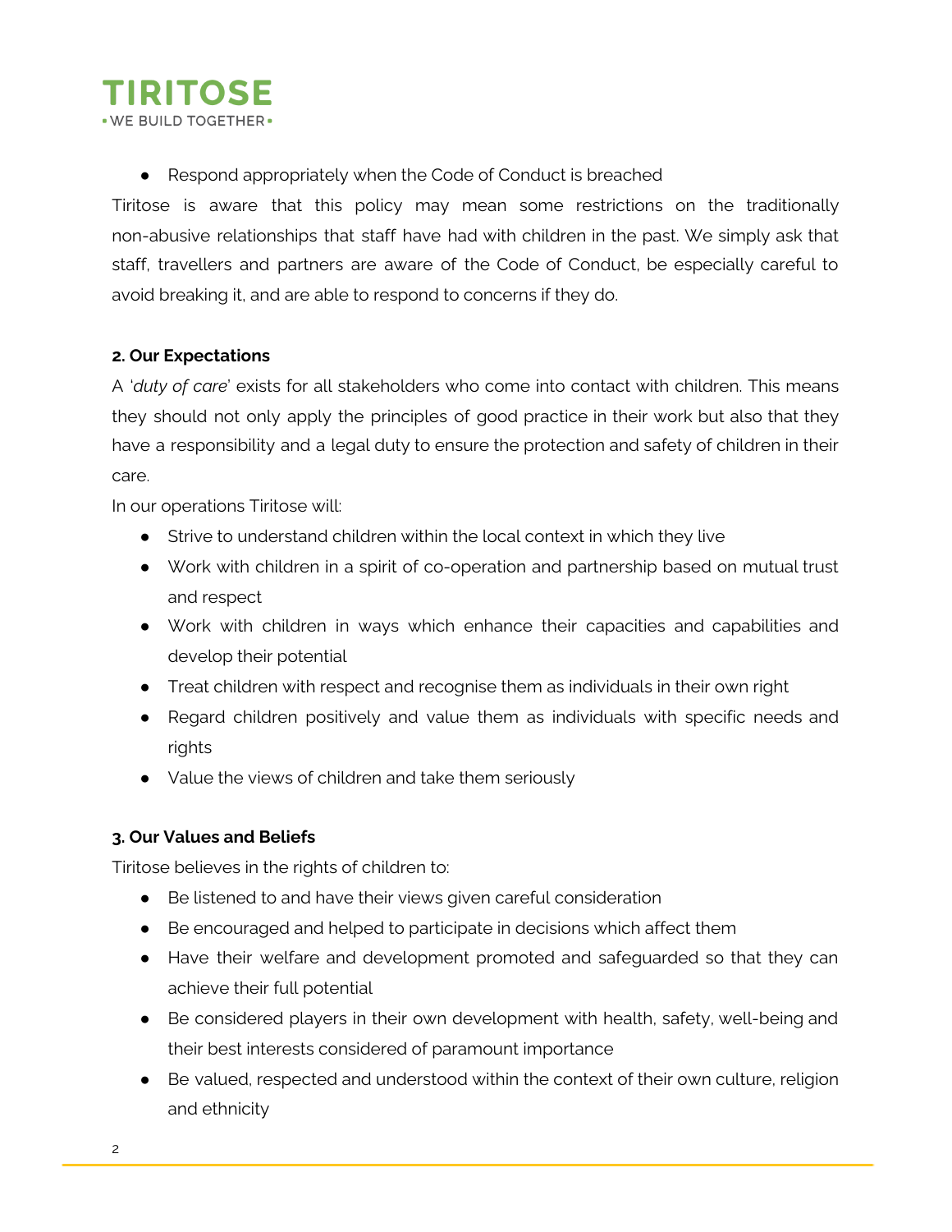- Respond appropriately when the Code of Conduct is breached

Tiritose is aware that this policy may mean some restrictions on the traditionally non-abusive relationships that staff have had with children in the past. We simply ask that staff, travellers and partners are aware of the Code of Conduct, be especially careful to avoid breaking it, and are able to respond to concerns if they do.

**2. Our Expectations**

A '*duty of care*' exists for all stakeholders who come into contact with children. This means they should not only apply the principles of good practice in their work but also that they have a responsibility and a legal duty to ensure the protection and safety of children in their care.

In our operations Tiritose will:

- Strive to understand children within the local context in which they live
- Work with children in a spirit of co-operation and partnership based on mutual trust and respect
- Work with children in ways which enhance their capacities and capabilities and develop their potential
- Treat children with respect and recognise them as individuals in their own right
- Regard children positively and value them as individuals with specific needs and rights
- Value the views of children and take them seriously

**3. Our Values and Beliefs**

Tiritose believes in the rights of children to:

- Be listened to and have their views given careful consideration
- Be encouraged and helped to participate in decisions which affect them
- Have their welfare and development promoted and safeguarded so that they can achieve their full potential
- Be considered players in their own development with health, safety, well-being and their best interests considered of paramount importance
- Be valued, respected and understood within the context of their own culture, religion and ethnicity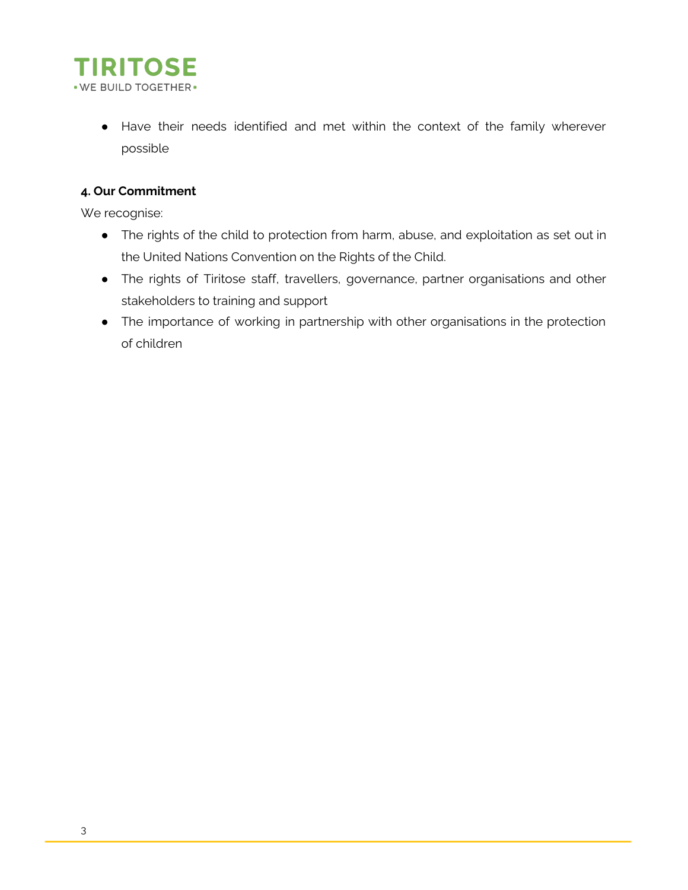- Have their needs identified and met within the context of the family wherever possible

**4. Our Commitment**

We recognise:

- The rights of the child to protection from harm, abuse, and exploitation as set out in the United Nations Convention on the Rights of the Child.
- The rights of Tiritose staff, travellers, governance, partner organisations and other stakeholders to training and support
- The importance of working in partnership with other organisations in the protection of children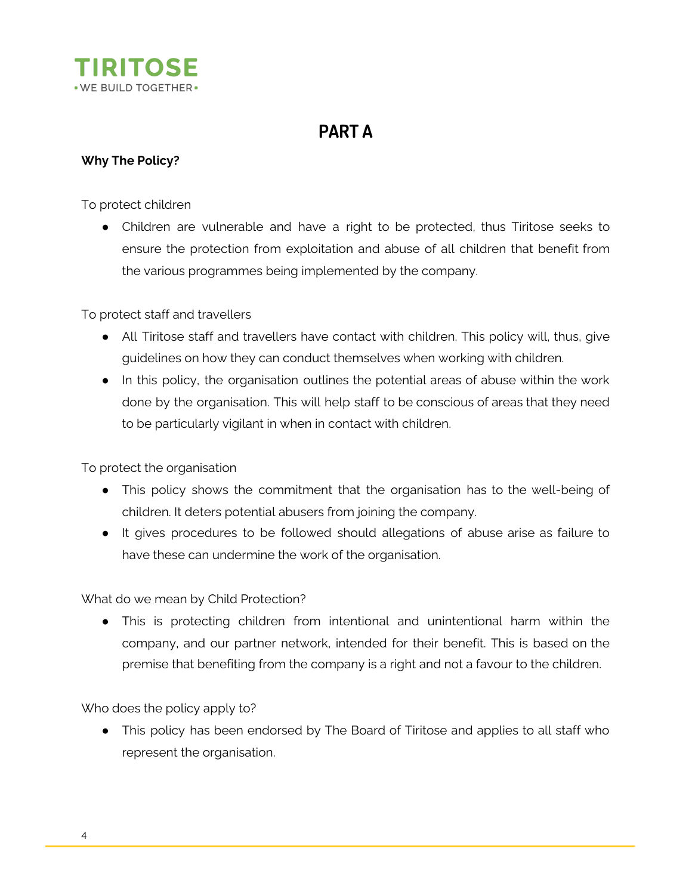# PART A

**Why The Policy?**

To protect children

- Children are vulnerable and have a right to be protected, thus Tiritose seeks to ensure the protection from exploitation and abuse of all children that benefit from the various programmes being implemented by the company.

To protect staff and travellers

- All Tiritose staff and travellers have contact with children. This policy will, thus, give guidelines on how they can conduct themselves when working with children.
- In this policy, the organisation outlines the potential areas of abuse within the work done by the organisation. This will help staff to be conscious of areas that they need to be particularly vigilant in when in contact with children.

To protect the organisation

- This policy shows the commitment that the organisation has to the well-being of children. It deters potential abusers from joining the company.
- It gives procedures to be followed should allegations of abuse arise as failure to have these can undermine the work of the organisation.

What do we mean by Child Protection?

- This is protecting children from intentional and unintentional harm within the company, and our partner network, intended for their benefit. This is based on the premise that benefiting from the company is a right and not a favour to the children.

Who does the policy apply to?

- This policy has been endorsed by The Board of Tiritose and applies to all staff who represent the organisation.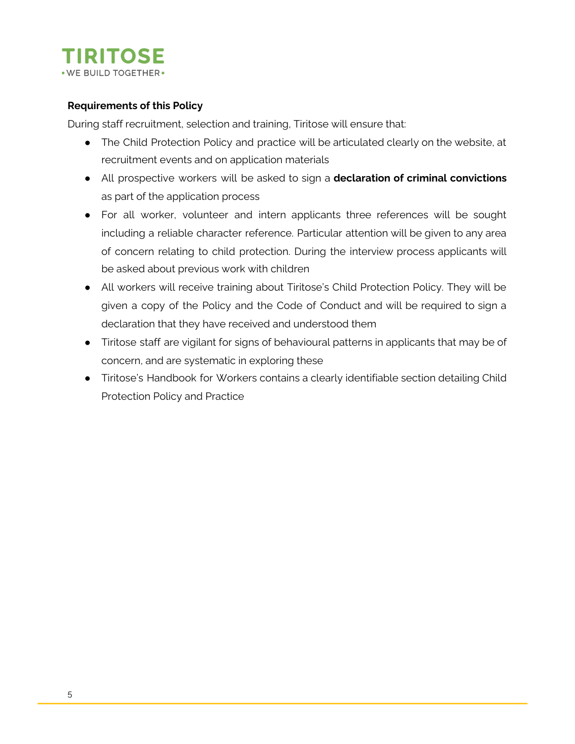**Requirements of this Policy**

During staff recruitment, selection and training, Tiritose will ensure that:

- The Child Protection Policy and practice will be articulated clearly on the website, at recruitment events and on application materials
- All prospective workers will be asked to sign a **declaration of criminal convictions** as part of the application process
- For all worker, volunteer and intern applicants three references will be sought including a reliable character reference. Particular attention will be given to any area of concern relating to child protection. During the interview process applicants will be asked about previous work with children
- All workers will receive training about Tiritose's Child Protection Policy. They will be given a copy of the Policy and the Code of Conduct and will be required to sign a declaration that they have received and understood them
- Tiritose staff are vigilant for signs of behavioural patterns in applicants that may be of concern, and are systematic in exploring these
- Tiritose's Handbook for Workers contains a clearly identifiable section detailing Child Protection Policy and Practice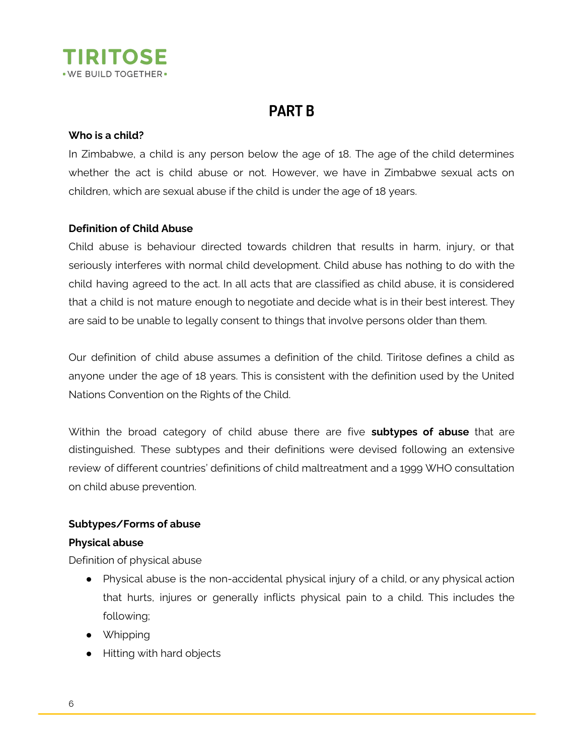# PART B

**Who is a child?**

In Zimbabwe, a child is any person below the age of 18. The age of the child determines whether the act is child abuse or not. However, we have in Zimbabwe sexual acts on children, which are sexual abuse if the child is under the age of 18 years.

**Definition of Child Abuse**

Child abuse is behaviour directed towards children that results in harm, injury, or that seriously interferes with normal child development. Child abuse has nothing to do with the child having agreed to the act. In all acts that are classified as child abuse, it is considered that a child is not mature enough to negotiate and decide what is in their best interest. They are said to be unable to legally consent to things that involve persons older than them.

Our definition of child abuse assumes a definition of the child. Tiritose defines a child as anyone under the age of 18 years. This is consistent with the definition used by the United Nations Convention on the Rights of the Child.

Within the broad category of child abuse there are five **subtypes of abuse** that are distinguished. These subtypes and their definitions were devised following an extensive review of different countries' definitions of child maltreatment and a 1999 WHO consultation on child abuse prevention.

**Subtypes/Forms of abuse**

**Physical abuse**

Definition of physical abuse

- Physical abuse is the non-accidental physical injury of a child, or any physical action that hurts, injures or generally inflicts physical pain to a child. This includes the following;
- Whipping
- Hitting with hard objects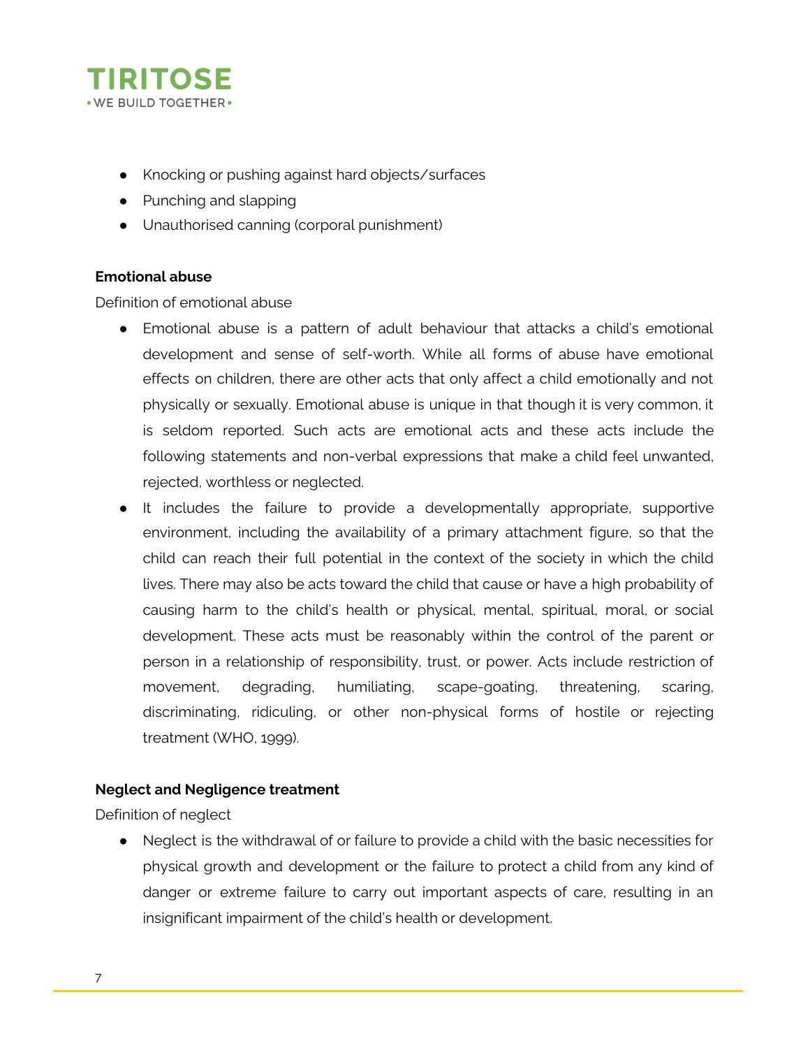- Knocking or pushing against hard objects/surfaces
- Punching and slapping
- Unauthorised canning (corporal punishment)

**Emotional abuse**

Definition of emotional abuse

- Emotional abuse is a pattern of adult behaviour that attacks a child's emotional development and sense of self-worth. While all forms of abuse have emotional effects on children, there are other acts that only affect a child emotionally and not physically or sexually. Emotional abuse is unique in that though it is very common, it is seldom reported. Such acts are emotional acts and these acts include the following statements and non-verbal expressions that make a child feel unwanted, rejected, worthless or neglected.
- It includes the failure to provide a developmentally appropriate, supportive environment, including the availability of a primary attachment figure, so that the child can reach their full potential in the context of the society in which the child lives. There may also be acts toward the child that cause or have a high probability of causing harm to the child's health or physical, mental, spiritual, moral, or social development. These acts must be reasonably within the control of the parent or person in a relationship of responsibility, trust, or power. Acts include restriction of movement, degrading, humiliating, scape-goating, threatening, scaring, discriminating, ridiculing, or other non-physical forms of hostile or rejecting treatment (WHO, 1999).

**Neglect and Negligence treatment**

Definition of neglect

- Neglect is the withdrawal of or failure to provide a child with the basic necessities for physical growth and development or the failure to protect a child from any kind of danger or extreme failure to carry out important aspects of care, resulting in an insignificant impairment of the child's health or development.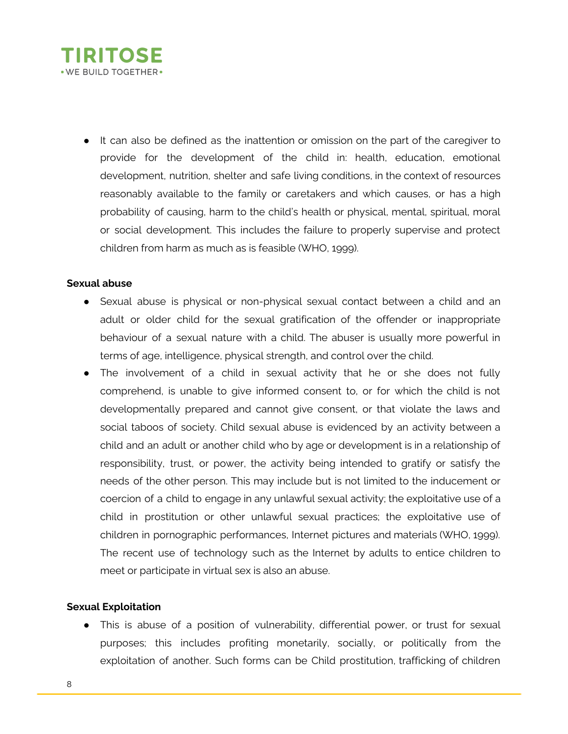- It can also be defined as the inattention or omission on the part of the caregiver to provide for the development of the child in: health, education, emotional development, nutrition, shelter and safe living conditions, in the context of resources reasonably available to the family or caretakers and which causes, or has a high probability of causing, harm to the child's health or physical, mental, spiritual, moral or social development. This includes the failure to properly supervise and protect children from harm as much as is feasible (WHO, 1999).

**Sexual abuse**

- Sexual abuse is physical or non-physical sexual contact between a child and an adult or older child for the sexual gratification of the offender or inappropriate behaviour of a sexual nature with a child. The abuser is usually more powerful in terms of age, intelligence, physical strength, and control over the child.
- The involvement of a child in sexual activity that he or she does not fully comprehend, is unable to give informed consent to, or for which the child is not developmentally prepared and cannot give consent, or that violate the laws and social taboos of society. Child sexual abuse is evidenced by an activity between a child and an adult or another child who by age or development is in a relationship of responsibility, trust, or power, the activity being intended to gratify or satisfy the needs of the other person. This may include but is not limited to the inducement or coercion of a child to engage in any unlawful sexual activity; the exploitative use of a child in prostitution or other unlawful sexual practices; the exploitative use of children in pornographic performances, Internet pictures and materials (WHO, 1999). The recent use of technology such as the Internet by adults to entice children to meet or participate in virtual sex is also an abuse.

**Sexual Exploitation**

- This is abuse of a position of vulnerability, differential power, or trust for sexual purposes; this includes profiting monetarily, socially, or politically from the exploitation of another. Such forms can be Child prostitution, trafficking of children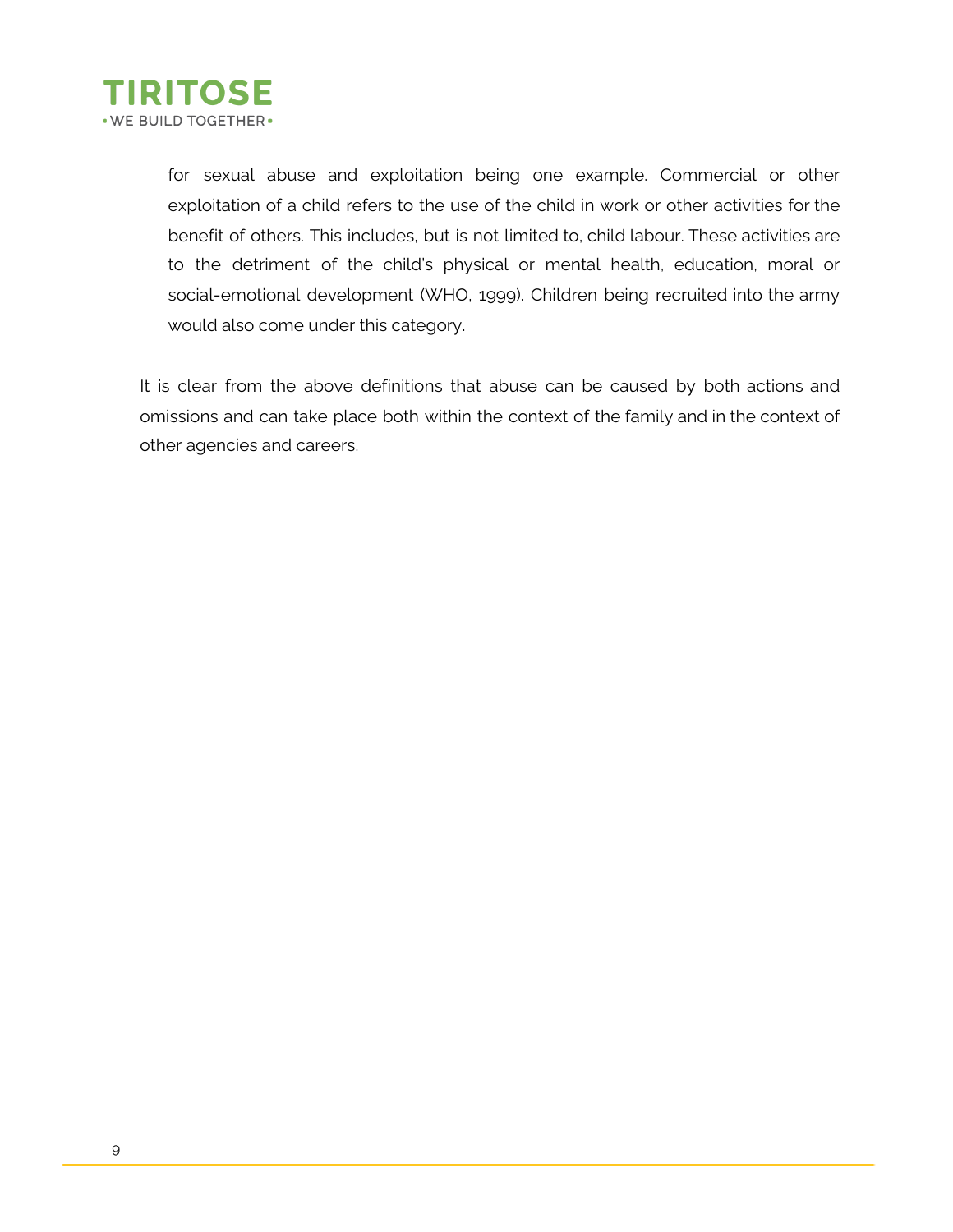for sexual abuse and exploitation being one example. Commercial or other exploitation of a child refers to the use of the child in work or other activities for the benefit of others. This includes, but is not limited to, child labour. These activities are to the detriment of the child's physical or mental health, education, moral or social-emotional development (WHO, 1999). Children being recruited into the army would also come under this category.

It is clear from the above definitions that abuse can be caused by both actions and omissions and can take place both within the context of the family and in the context of other agencies and careers.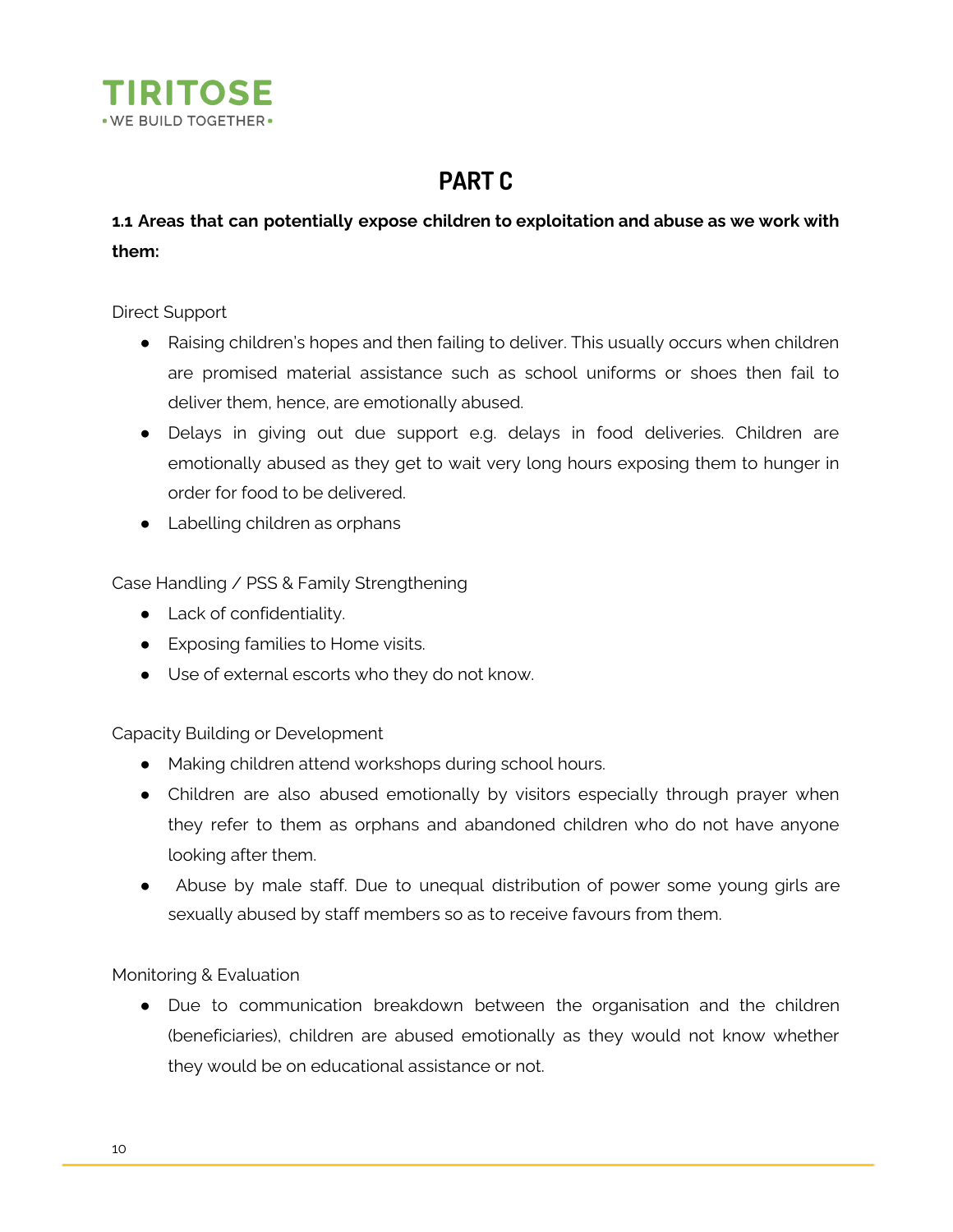# PART C

**1.1 Areas that can potentially expose children to exploitation and abuse as we work with them:**

Direct Support

- Raising children's hopes and then failing to deliver. This usually occurs when children are promised material assistance such as school uniforms or shoes then fail to deliver them, hence, are emotionally abused.
- Delays in giving out due support e.g. delays in food deliveries. Children are emotionally abused as they get to wait very long hours exposing them to hunger in order for food to be delivered.
- Labelling children as orphans

Case Handling / PSS & Family Strengthening

- Lack of confidentiality.
- Exposing families to Home visits.
- Use of external escorts who they do not know.

Capacity Building or Development

- Making children attend workshops during school hours.
- Children are also abused emotionally by visitors especially through prayer when they refer to them as orphans and abandoned children who do not have anyone looking after them.
- Abuse by male staff. Due to unequal distribution of power some young girls are sexually abused by staff members so as to receive favours from them.

Monitoring & Evaluation

- Due to communication breakdown between the organisation and the children (beneficiaries), children are abused emotionally as they would not know whether they would be on educational assistance or not.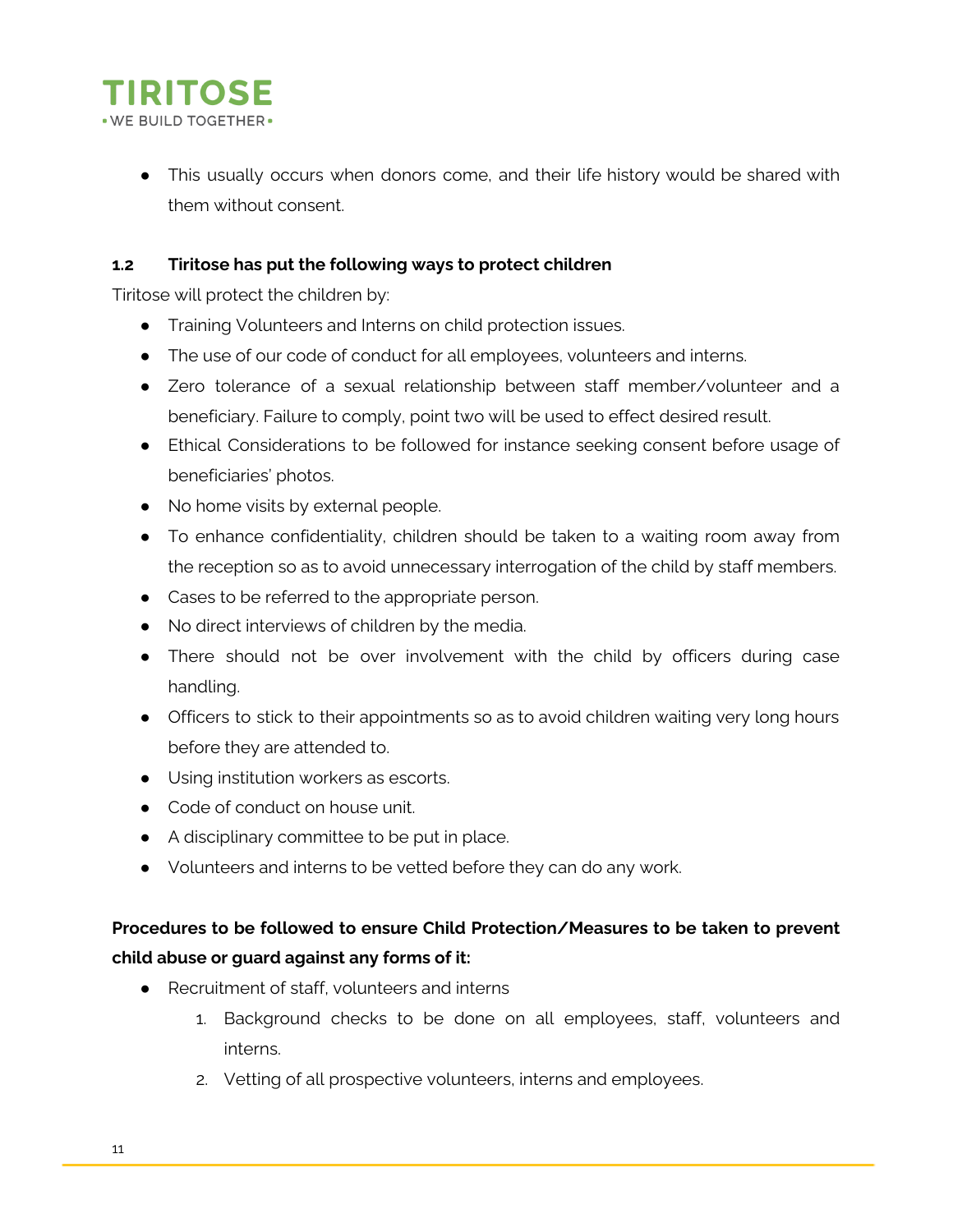- This usually occurs when donors come, and their life history would be shared with them without consent.

### 1.2 Tiritose has put the following ways to protect children

Tiritose will protect the children by:

- Training Volunteers and Interns on child protection issues.
- The use of our code of conduct for all employees, volunteers and interns.
- Zero tolerance of a sexual relationship between staff member/volunteer and a beneficiary. Failure to comply, point two will be used to effect desired result.
- Ethical Considerations to be followed for instance seeking consent before usage of beneficiaries' photos.
- No home visits by external people.
- To enhance confidentiality, children should be taken to a waiting room away from the reception so as to avoid unnecessary interrogation of the child by staff members.
- Cases to be referred to the appropriate person.
- No direct interviews of children by the media.
- There should not be over involvement with the child by officers during case handling.
- Officers to stick to their appointments so as to avoid children waiting very long hours before they are attended to.
- Using institution workers as escorts.
- Code of conduct on house unit.
- A disciplinary committee to be put in place.
- Volunteers and interns to be vetted before they can do any work.

**Procedures to be followed to ensure Child Protection/Measures to be taken to prevent child abuse or guard against any forms of it:**

- Recruitment of staff, volunteers and interns
    1. Background checks to be done on all employees, staff, volunteers and interns.
    2. Vetting of all prospective volunteers, interns and employees.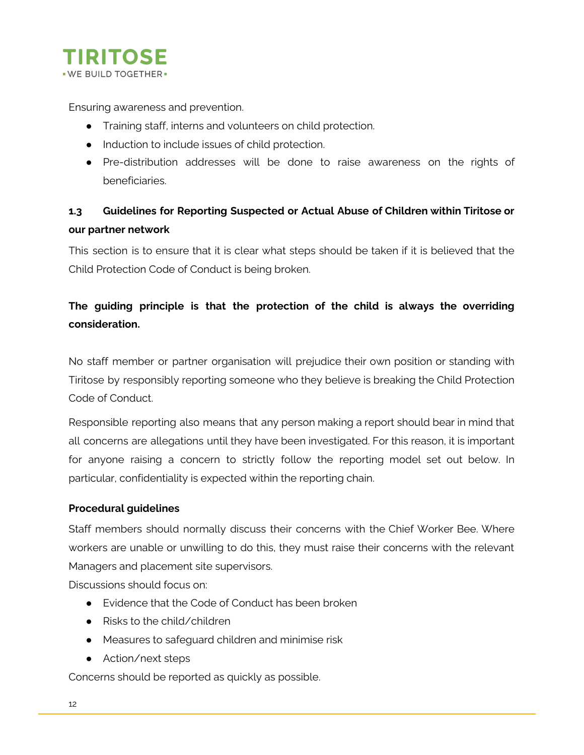Ensuring awareness and prevention.

- Training staff, interns and volunteers on child protection.
- Induction to include issues of child protection.
- Pre-distribution addresses will be done to raise awareness on the rights of beneficiaries.

### 1.3 Guidelines for Reporting Suspected or Actual Abuse of Children within Tiritose or our partner network

This section is to ensure that it is clear what steps should be taken if it is believed that the Child Protection Code of Conduct is being broken.

**The guiding principle is that the protection of the child is always the overriding consideration.**

No staff member or partner organisation will prejudice their own position or standing with Tiritose by responsibly reporting someone who they believe is breaking the Child Protection Code of Conduct.

Responsible reporting also means that any person making a report should bear in mind that all concerns are allegations until they have been investigated. For this reason, it is important for anyone raising a concern to strictly follow the reporting model set out below. In particular, confidentiality is expected within the reporting chain.

**Procedural guidelines**

Staff members should normally discuss their concerns with the Chief Worker Bee. Where workers are unable or unwilling to do this, they must raise their concerns with the relevant Managers and placement site supervisors.

Discussions should focus on:

- Evidence that the Code of Conduct has been broken
- Risks to the child/children
- Measures to safeguard children and minimise risk
- Action/next steps

Concerns should be reported as quickly as possible.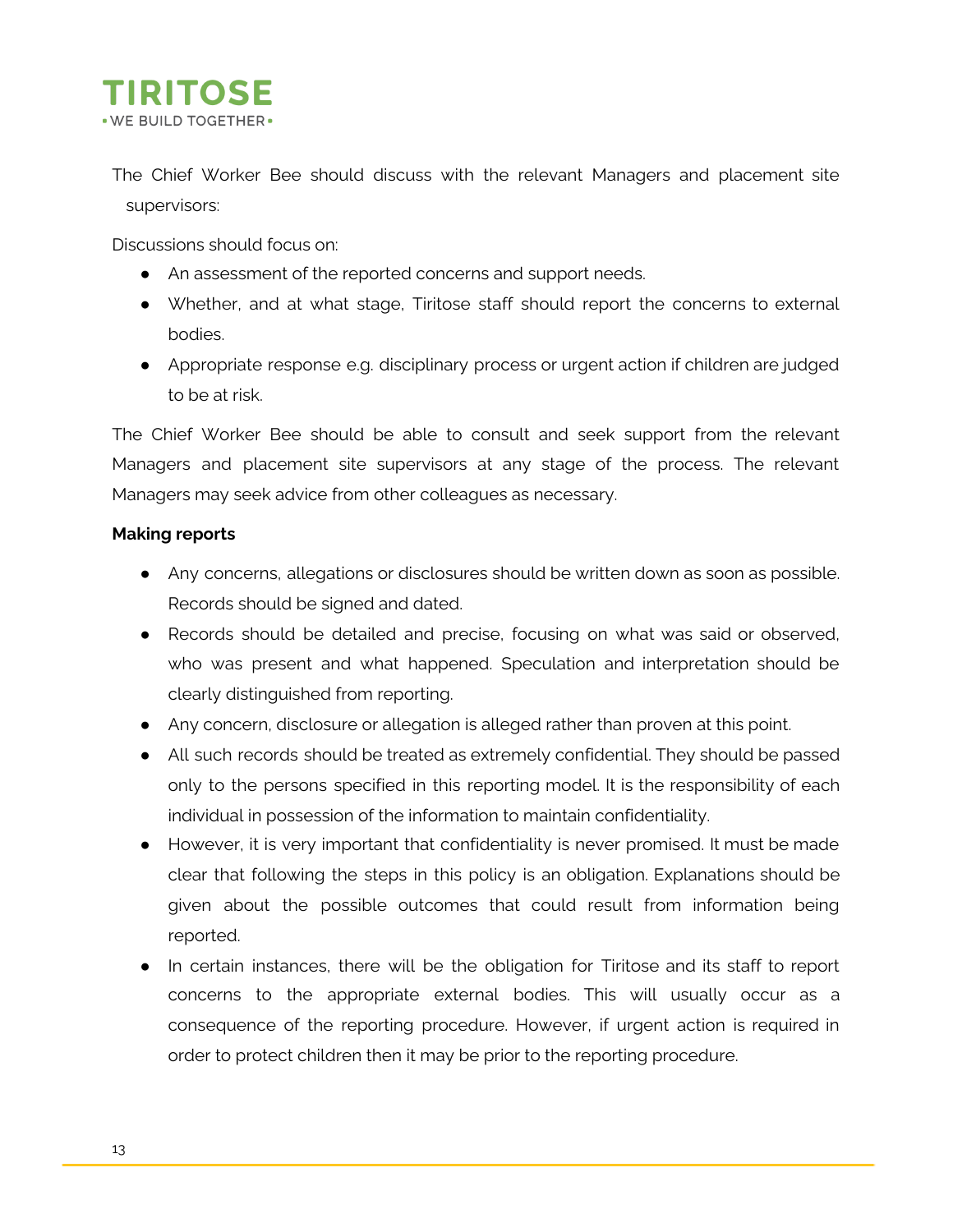The Chief Worker Bee should discuss with the relevant Managers and placement site supervisors:

Discussions should focus on:

- An assessment of the reported concerns and support needs.
- Whether, and at what stage, Tiritose staff should report the concerns to external bodies.
- Appropriate response e.g. disciplinary process or urgent action if children are judged to be at risk.

The Chief Worker Bee should be able to consult and seek support from the relevant Managers and placement site supervisors at any stage of the process. The relevant Managers may seek advice from other colleagues as necessary.

**Making reports**

- Any concerns, allegations or disclosures should be written down as soon as possible. Records should be signed and dated.
- Records should be detailed and precise, focusing on what was said or observed, who was present and what happened. Speculation and interpretation should be clearly distinguished from reporting.
- Any concern, disclosure or allegation is alleged rather than proven at this point.
- All such records should be treated as extremely confidential. They should be passed only to the persons specified in this reporting model. It is the responsibility of each individual in possession of the information to maintain confidentiality.
- However, it is very important that confidentiality is never promised. It must be made clear that following the steps in this policy is an obligation. Explanations should be given about the possible outcomes that could result from information being reported.
- In certain instances, there will be the obligation for Tiritose and its staff to report concerns to the appropriate external bodies. This will usually occur as a consequence of the reporting procedure. However, if urgent action is required in order to protect children then it may be prior to the reporting procedure.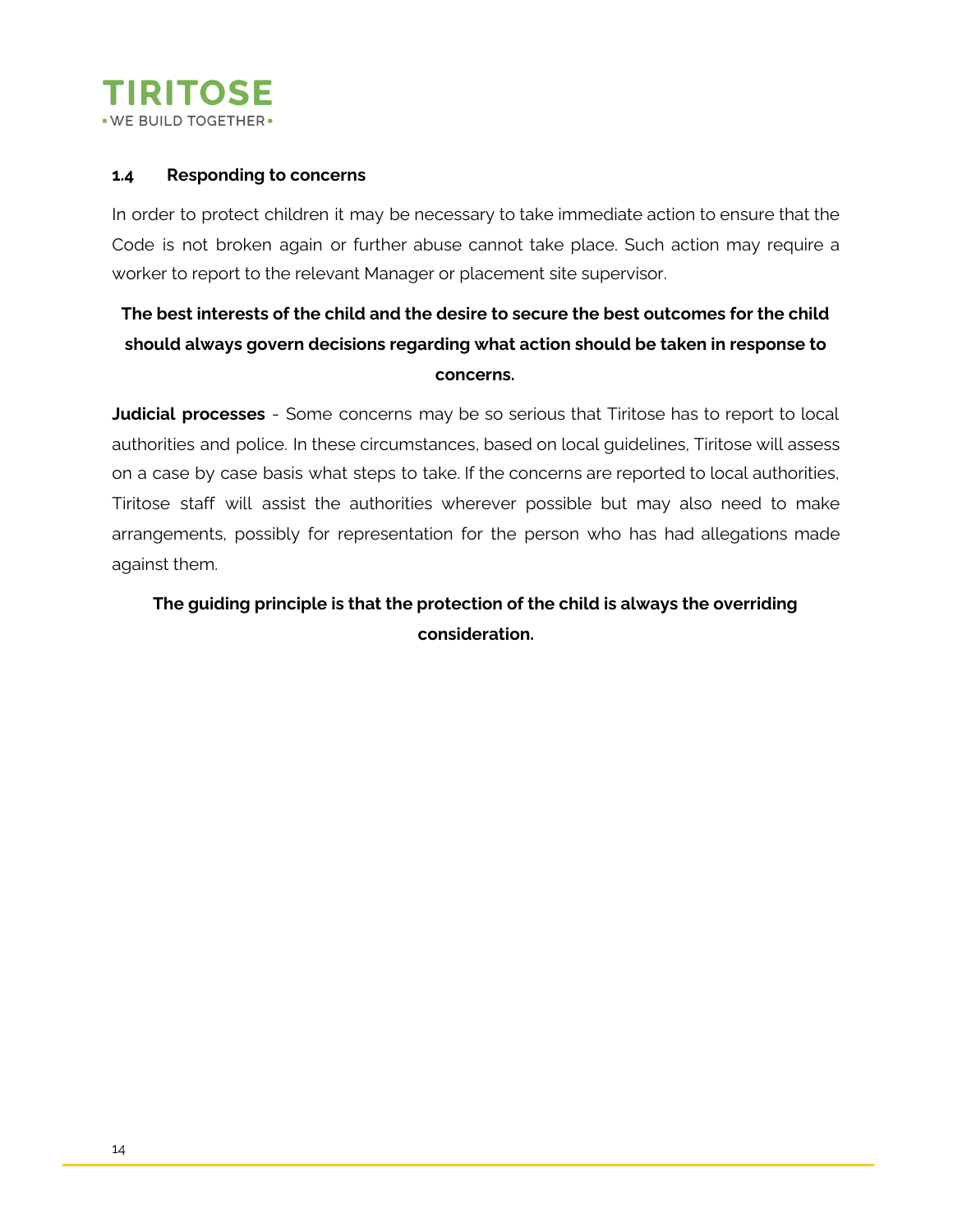### 1.4 Responding to concerns

In order to protect children it may be necessary to take immediate action to ensure that the Code is not broken again or further abuse cannot take place. Such action may require a worker to report to the relevant Manager or placement site supervisor.

**The best interests of the child and the desire to secure the best outcomes for the child should always govern decisions regarding what action should be taken in response to concerns.**

**Judicial processes** - Some concerns may be so serious that Tiritose has to report to local authorities and police. In these circumstances, based on local guidelines, Tiritose will assess on a case by case basis what steps to take. If the concerns are reported to local authorities, Tiritose staff will assist the authorities wherever possible but may also need to make arrangements, possibly for representation for the person who has had allegations made against them.

**The guiding principle is that the protection of the child is always the overriding consideration.**